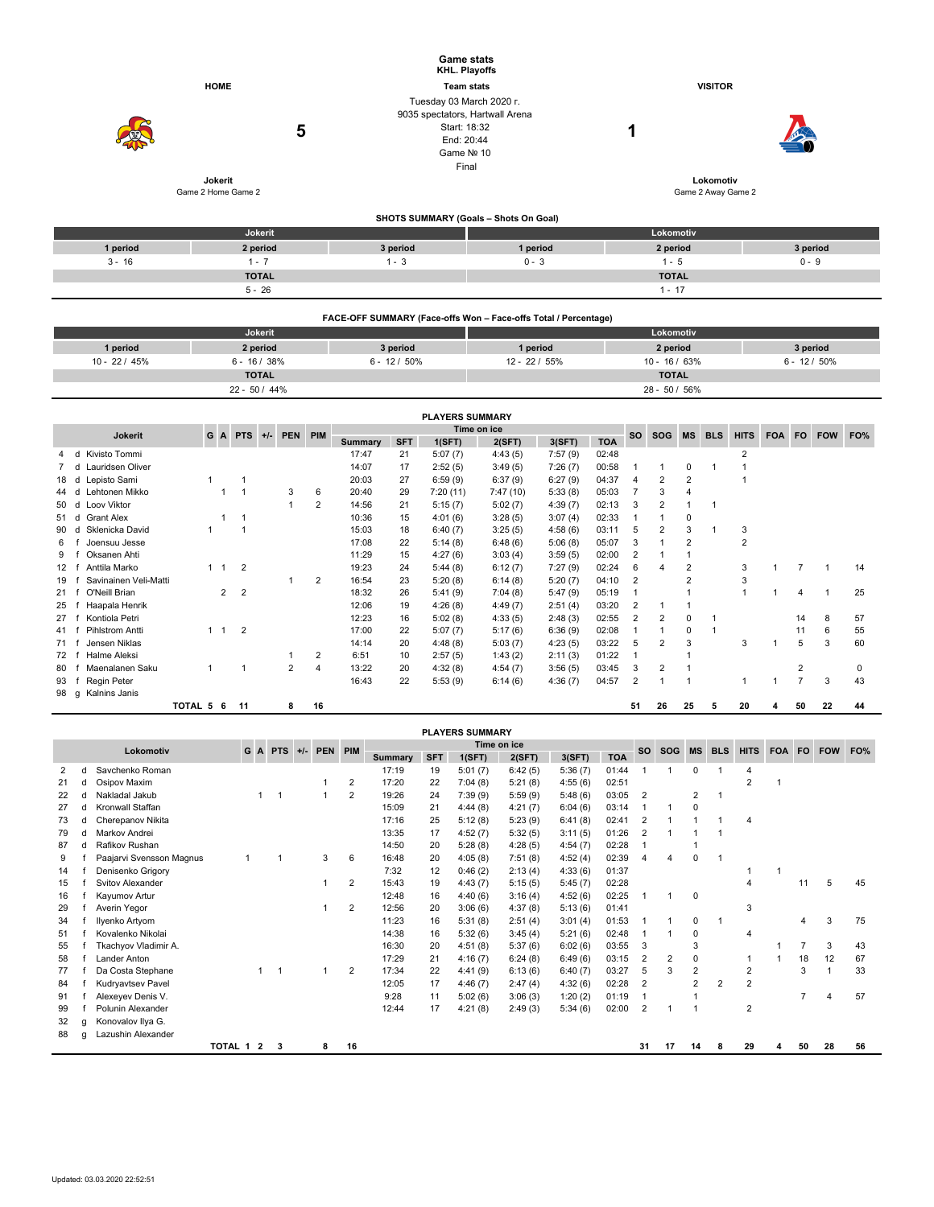# Game stats
**KHL. Playoffs**

| HOME | | Team stats | | VISITOR |
|---|---|---|---|---|
| | **5** | Tuesday 03 March 2020 г.<br>9035 spectators, Hartwall Arena<br>Start: 18:32<br>End: 20:44<br>Game № 10<br>Final | **1** | |
| **Jokerit**<br>Game 2 Home Game 2 | | | | **Lokomotiv**<br>Game 2 Away Game 2 |

## SHOTS SUMMARY (Goals – Shots On Goal)

| Jokerit | | | Lokomotiv | | |
|---|---|---|---|---|---|
| 1 period | 2 period | 3 period | 1 period | 2 period | 3 period |
| 3 - 16 | 1 - 7 | 1 - 3 | 0 - 3 | 1 - 5 | 0 - 9 |
| TOTAL | | | TOTAL | | |
| 5 - 26 | | | 1 - 17 | | |

## FACE-OFF SUMMARY (Face-offs Won – Face-offs Total / Percentage)

| Jokerit | | | Lokomotiv | | |
|---|---|---|---|---|---|
| 1 period | 2 period | 3 period | 1 period | 2 period | 3 period |
| 10 - 22 / 45% | 6 - 16 / 38% | 6 - 12 / 50% | 12 - 22 / 55% | 10 - 16 / 63% | 6 - 12 / 50% |
| TOTAL | | | TOTAL | | |
| 22 - 50 / 44% | | | 28 - 50 / 56% | | |

## PLAYERS SUMMARY

| # | | Jokerit | G | A | PTS | +/- | PEN | PIM | Time on ice: Summary | SFT | 1(SFT) | 2(SFT) | 3(SFT) | TOA | SO | SOG | MS | BLS | HITS | FOA | FO | FOW | FO% |
|---|---|---|---|---|---|---|---|---|---|---|---|---|---|---|---|---|---|---|---|---|---|---|---|
| 4 | d | Kivisto Tommi | | | | | | | 17:47 | 21 | 5:07 (7) | 4:43 (5) | 7:57 (9) | 02:48 | | | | | 2 | | | | |
| 7 | d | Lauridsen Oliver | | | | | | | 14:07 | 17 | 2:52 (5) | 3:49 (5) | 7:26 (7) | 00:58 | 1 | 1 | 0 | 1 | 1 | | | | |
| 18 | d | Lepisto Sami | 1 | | 1 | | | | 20:03 | 27 | 6:59 (9) | 6:37 (9) | 6:27 (9) | 04:37 | 4 | 2 | 2 | | 1 | | | | |
| 44 | d | Lehtonen Mikko | | 1 | 1 | | 3 | 6 | 20:40 | 29 | 7:20 (11) | 7:47 (10) | 5:33 (8) | 05:03 | 7 | 3 | 4 | | | | | | |
| 50 | d | Loov Viktor | | | | | 1 | 2 | 14:56 | 21 | 5:15 (7) | 5:02 (7) | 4:39 (7) | 02:13 | 3 | 2 | 1 | 1 | | | | | |
| 51 | d | Grant Alex | | 1 | 1 | | | | 10:36 | 15 | 4:01 (6) | 3:28 (5) | 3:07 (4) | 02:33 | 1 | 1 | 0 | | | | | | |
| 90 | d | Sklenicka David | 1 | | 1 | | | | 15:03 | 18 | 6:40 (7) | 3:25 (5) | 4:58 (6) | 03:11 | 5 | 2 | 3 | 1 | 3 | | | | |
| 6 | f | Joensuu Jesse | | | | | | | 17:08 | 22 | 5:14 (8) | 6:48 (6) | 5:06 (8) | 05:07 | 3 | 1 | 2 | | 2 | | | | |
| 9 | f | Oksanen Ahti | | | | | | | 11:29 | 15 | 4:27 (6) | 3:03 (4) | 3:59 (5) | 02:00 | 2 | 1 | 1 | | | | | | |
| 12 | f | Anttila Marko | 1 | 1 | 2 | | | | 19:23 | 24 | 5:44 (8) | 6:12 (7) | 7:27 (9) | 02:24 | 6 | 4 | 2 | | 3 | 1 | 7 | 1 | 14 |
| 19 | f | Savinainen Veli-Matti | | | | | 1 | 2 | 16:54 | 23 | 5:20 (8) | 6:14 (8) | 5:20 (7) | 04:10 | 2 | | 2 | | 3 | | | | |
| 21 | f | O'Neill Brian | | 2 | 2 | | | | 18:32 | 26 | 5:41 (9) | 7:04 (8) | 5:47 (9) | 05:19 | 1 | | 1 | | 1 | 1 | 4 | 1 | 25 |
| 25 | f | Haapala Henrik | | | | | | | 12:06 | 19 | 4:26 (8) | 4:49 (7) | 2:51 (4) | 03:20 | 2 | 1 | 1 | | | | | | |
| 27 | f | Kontiola Petri | | | | | | | 12:23 | 16 | 5:02 (8) | 4:33 (5) | 2:48 (3) | 02:55 | 2 | 2 | 0 | 1 | | | 14 | 8 | 57 |
| 41 | f | Pihlstrom Antti | 1 | 1 | 2 | | | | 17:00 | 22 | 5:07 (7) | 5:17 (6) | 6:36 (9) | 02:08 | 1 | 1 | 0 | 1 | | | 11 | 6 | 55 |
| 71 | f | Jensen Niklas | | | | | | | 14:14 | 20 | 4:48 (8) | 5:03 (7) | 4:23 (5) | 03:22 | 5 | 2 | 3 | | 3 | 1 | 5 | 3 | 60 |
| 72 | f | Halme Aleksi | | | | | 1 | 2 | 6:51 | 10 | 2:57 (5) | 1:43 (2) | 2:11 (3) | 01:22 | 1 | | 1 | | | | | | |
| 80 | f | Maenalanen Saku | 1 | | 1 | | 2 | 4 | 13:22 | 20 | 4:32 (8) | 4:54 (7) | 3:56 (5) | 03:45 | 3 | 2 | 1 | | | | 2 | | 0 |
| 93 | f | Regin Peter | | | | | | | 16:43 | 22 | 5:53 (9) | 6:14 (6) | 4:36 (7) | 04:57 | 2 | 1 | 1 | | 1 | 1 | 7 | 3 | 43 |
| 98 | g | Kalnins Janis | | | | | | | | | | | | | | | | | | | | | |
| | | TOTAL | 5 | 6 | 11 | | 8 | 16 | | | | | | | 51 | 26 | 25 | 5 | 20 | 4 | 50 | 22 | 44 |

## PLAYERS SUMMARY

| # | | Lokomotiv | G | A | PTS | +/- | PEN | PIM | Time on ice: Summary | SFT | 1(SFT) | 2(SFT) | 3(SFT) | TOA | SO | SOG | MS | BLS | HITS | FOA | FO | FOW | FO% |
|---|---|---|---|---|---|---|---|---|---|---|---|---|---|---|---|---|---|---|---|---|---|---|---|
| 2 | d | Savchenko Roman | | | | | | | 17:19 | 19 | 5:01 (7) | 6:42 (5) | 5:36 (7) | 01:44 | 1 | 1 | 0 | 1 | 4 | | | | |
| 21 | d | Osipov Maxim | | | | | 1 | 2 | 17:20 | 22 | 7:04 (8) | 5:21 (8) | 4:55 (6) | 02:51 | | | | | 2 | 1 | | | |
| 22 | d | Nakladal Jakub | | 1 | 1 | | 1 | 2 | 19:26 | 24 | 7:39 (9) | 5:59 (9) | 5:48 (6) | 03:05 | 2 | | 2 | 1 | | | | | |
| 27 | d | Kronwall Staffan | | | | | | | 15:09 | 21 | 4:44 (8) | 4:21 (7) | 6:04 (6) | 03:14 | 1 | 1 | 0 | | | | | | |
| 73 | d | Cherepanov Nikita | | | | | | | 17:16 | 25 | 5:12 (8) | 5:23 (9) | 6:41 (8) | 02:41 | 2 | 1 | 1 | 1 | 4 | | | | |
| 79 | d | Markov Andrei | | | | | | | 13:35 | 17 | 4:52 (7) | 5:32 (5) | 3:11 (5) | 01:26 | 2 | 1 | 1 | 1 | | | | | |
| 87 | d | Rafikov Rushan | | | | | | | 14:50 | 20 | 5:28 (8) | 4:28 (5) | 4:54 (7) | 02:28 | 1 | | 1 | | | | | | |
| 9 | f | Paajarvi Svensson Magnus | 1 | | 1 | | 3 | 6 | 16:48 | 20 | 4:05 (8) | 7:51 (8) | 4:52 (4) | 02:39 | 4 | 4 | 0 | 1 | | | | | |
| 14 | f | Denisenko Grigory | | | | | | | 7:32 | 12 | 0:46 (2) | 2:13 (4) | 4:33 (6) | 01:37 | | | | | 1 | 1 | | | |
| 15 | f | Svitov Alexander | | | | | 1 | 2 | 15:43 | 19 | 4:43 (7) | 5:15 (5) | 5:45 (7) | 02:28 | | | | | 4 | | 11 | 5 | 45 |
| 16 | f | Kayumov Artur | | | | | | | 12:48 | 16 | 4:40 (6) | 3:16 (4) | 4:52 (6) | 02:25 | 1 | 1 | 0 | | | | | | |
| 29 | f | Averin Yegor | | | | | 1 | 2 | 12:56 | 20 | 3:06 (6) | 4:37 (8) | 5:13 (6) | 01:41 | | | | | 3 | | | | |
| 34 | f | Ilyenko Artyom | | | | | | | 11:23 | 16 | 5:31 (8) | 2:51 (4) | 3:01 (4) | 01:53 | 1 | 1 | 0 | 1 | | | 4 | 3 | 75 |
| 51 | f | Kovalenko Nikolai | | | | | | | 14:38 | 16 | 5:32 (6) | 3:45 (4) | 5:21 (6) | 02:48 | 1 | 1 | 0 | | 4 | | | | |
| 55 | f | Tkachyov Vladimir A. | | | | | | | 16:30 | 20 | 4:51 (8) | 5:37 (6) | 6:02 (6) | 03:55 | 3 | | 3 | | | 1 | 7 | 3 | 43 |
| 58 | f | Lander Anton | | | | | | | 17:29 | 21 | 4:16 (7) | 6:24 (8) | 6:49 (6) | 03:15 | 2 | 2 | 0 | | 1 | 1 | 18 | 12 | 67 |
| 77 | f | Da Costa Stephane | | 1 | 1 | | 1 | 2 | 17:34 | 22 | 4:41 (9) | 6:13 (6) | 6:40 (7) | 03:27 | 5 | 3 | 2 | | 2 | | 3 | 1 | 33 |
| 84 | f | Kudryavtsev Pavel | | | | | | | 12:05 | 17 | 4:46 (7) | 2:47 (4) | 4:32 (6) | 02:28 | 2 | | 2 | 2 | 2 | | | | |
| 91 | f | Alexeyev Denis V. | | | | | | | 9:28 | 11 | 5:02 (6) | 3:06 (3) | 1:20 (2) | 01:19 | 1 | | 1 | | | | 7 | 4 | 57 |
| 99 | f | Polunin Alexander | | | | | | | 12:44 | 17 | 4:21 (8) | 2:49 (3) | 5:34 (6) | 02:00 | 2 | 1 | 1 | | 2 | | | | |
| 32 | g | Konovalov Ilya G. | | | | | | | | | | | | | | | | | | | | | |
| 88 | g | Lazushin Alexander | | | | | | | | | | | | | | | | | | | | | |
| | | TOTAL | 1 | 2 | 3 | | 8 | 16 | | | | | | | 31 | 17 | 14 | 8 | 29 | 4 | 50 | 28 | 56 |

Updated: 03.03.2020 22:52:51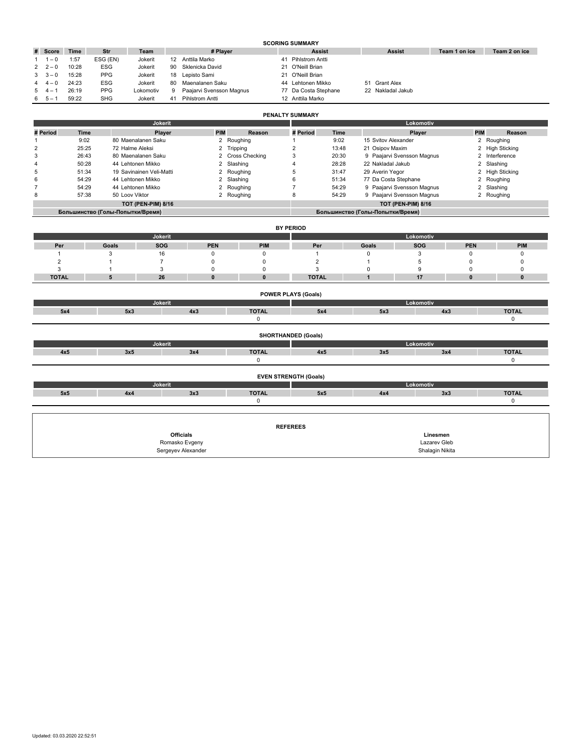## SCORING SUMMARY

| # | Score | Time | Str | Team | # Player | Assist | Assist | Team 1 on ice | Team 2 on ice |
|---|---|---|---|---|---|---|---|---|---|
| 1 | 1 – 0 | 1:57 | ESG (EN) | Jokerit | 12 Anttila Marko | 41 Pihlstrom Antti | | | |
| 2 | 2 – 0 | 10:28 | ESG | Jokerit | 90 Sklenicka David | 21 O'Neill Brian | | | |
| 3 | 3 – 0 | 15:28 | PPG | Jokerit | 18 Lepisto Sami | 21 O'Neill Brian | | | |
| 4 | 4 – 0 | 24:23 | ESG | Jokerit | 80 Maenalanen Saku | 44 Lehtonen Mikko | 51 Grant Alex | | |
| 5 | 4 – 1 | 26:19 | PPG | Lokomotiv | 9 Paajarvi Svensson Magnus | 77 Da Costa Stephane | 22 Nakladal Jakub | | |
| 6 | 5 – 1 | 59:22 | SHG | Jokerit | 41 Pihlstrom Antti | 12 Anttila Marko | | | |

## PENALTY SUMMARY

| Jokerit | | | | | Lokomotiv | | | | |
|---|---|---|---|---|---|---|---|---|---|
| # Period | Time | Player | PIM | Reason | # Period | Time | Player | PIM | Reason |
| 1 | 9:02 | 80 Maenalanen Saku | 2 | Roughing | 1 | 9:02 | 15 Svitov Alexander | 2 | Roughing |
| 2 | 25:25 | 72 Halme Aleksi | 2 | Tripping | 2 | 13:48 | 21 Osipov Maxim | 2 | High Sticking |
| 3 | 26:43 | 80 Maenalanen Saku | 2 | Cross Checking | 3 | 20:30 | 9 Paajarvi Svensson Magnus | 2 | Interference |
| 4 | 50:28 | 44 Lehtonen Mikko | 2 | Slashing | 4 | 28:28 | 22 Nakladal Jakub | 2 | Slashing |
| 5 | 51:34 | 19 Savinainen Veli-Matti | 2 | Roughing | 5 | 31:47 | 29 Averin Yegor | 2 | High Sticking |
| 6 | 54:29 | 44 Lehtonen Mikko | 2 | Slashing | 6 | 51:34 | 77 Da Costa Stephane | 2 | Roughing |
| 7 | 54:29 | 44 Lehtonen Mikko | 2 | Roughing | 7 | 54:29 | 9 Paajarvi Svensson Magnus | 2 | Slashing |
| 8 | 57:38 | 50 Loov Viktor | 2 | Roughing | 8 | 54:29 | 9 Paajarvi Svensson Magnus | 2 | Roughing |
| TOT (PEN-PIM) 8/16 | | | | | TOT (PEN-PIM) 8/16 | | | | |
| Большинство (Голы-Попытки/Время) | | | | | Большинство (Голы-Попытки/Время) | | | | |

## BY PERIOD

| Jokerit | | | | | Lokomotiv | | | | |
|---|---|---|---|---|---|---|---|---|---|
| Per | Goals | SOG | PEN | PIM | Per | Goals | SOG | PEN | PIM |
| 1 | 3 | 16 | 0 | 0 | 1 | 0 | 3 | 0 | 0 |
| 2 | 1 | 7 | 0 | 0 | 2 | 1 | 5 | 0 | 0 |
| 3 | 1 | 3 | 0 | 0 | 3 | 0 | 9 | 0 | 0 |
| **TOTAL** | **5** | **26** | **0** | **0** | **TOTAL** | **1** | **17** | **0** | **0** |

## POWER PLAYS (Goals)

| Jokerit | | | | Lokomotiv | | | |
|---|---|---|---|---|---|---|---|
| 5x4 | 5x3 | 4x3 | TOTAL | 5x4 | 5x3 | 4x3 | TOTAL |
| | | | 0 | | | | 0 |

## SHORTHANDED (Goals)

| Jokerit | | | | Lokomotiv | | | |
|---|---|---|---|---|---|---|---|
| 4x5 | 3x5 | 3x4 | TOTAL | 4x5 | 3x5 | 3x4 | TOTAL |
| | | | 0 | | | | 0 |

## EVEN STRENGTH (Goals)

| Jokerit | | | | Lokomotiv | | | |
|---|---|---|---|---|---|---|---|
| 5x5 | 4x4 | 3x3 | TOTAL | 5x5 | 4x4 | 3x3 | TOTAL |
| | | | 0 | | | | 0 |

## REFEREES

| Officials | Linesmen |
|---|---|
| Romasko Evgeny | Lazarev Gleb |
| Sergeyev Alexander | Shalagin Nikita |

Updated: 03.03.2020 22:52:51